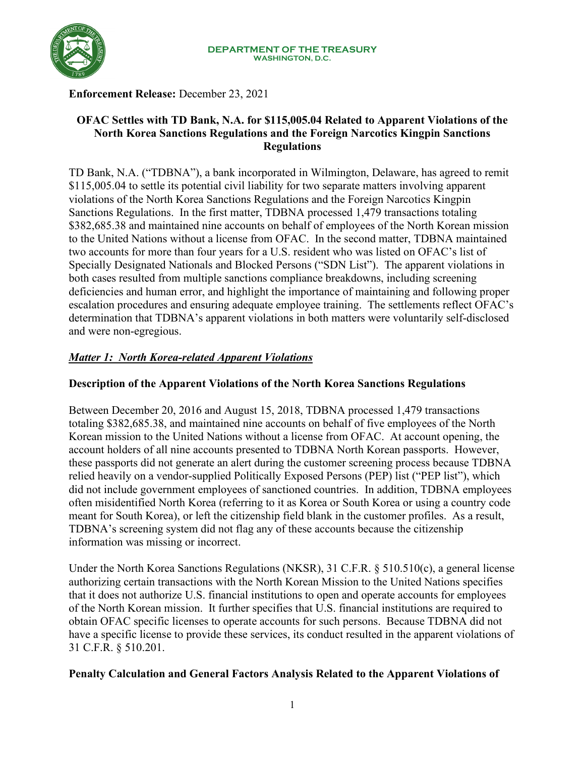**DEPARTMENT OF THE TREASURY**
**WASHINGTON, D.C.**

**Enforcement Release:** December 23, 2021

## OFAC Settles with TD Bank, N.A. for $115,005.04 Related to Apparent Violations of the North Korea Sanctions Regulations and the Foreign Narcotics Kingpin Sanctions Regulations

TD Bank, N.A. ("TDBNA"), a bank incorporated in Wilmington, Delaware, has agreed to remit $115,005.04 to settle its potential civil liability for two separate matters involving apparent violations of the North Korea Sanctions Regulations and the Foreign Narcotics Kingpin Sanctions Regulations. In the first matter, TDBNA processed 1,479 transactions totaling $382,685.38 and maintained nine accounts on behalf of employees of the North Korean mission to the United Nations without a license from OFAC. In the second matter, TDBNA maintained two accounts for more than four years for a U.S. resident who was listed on OFAC's list of Specially Designated Nationals and Blocked Persons ("SDN List"). The apparent violations in both cases resulted from multiple sanctions compliance breakdowns, including screening deficiencies and human error, and highlight the importance of maintaining and following proper escalation procedures and ensuring adequate employee training. The settlements reflect OFAC's determination that TDBNA's apparent violations in both matters were voluntarily self-disclosed and were non-egregious.

### ***Matter 1: North Korea-related Apparent Violations***

### Description of the Apparent Violations of the North Korea Sanctions Regulations

Between December 20, 2016 and August 15, 2018, TDBNA processed 1,479 transactions totaling $382,685.38, and maintained nine accounts on behalf of five employees of the North Korean mission to the United Nations without a license from OFAC. At account opening, the account holders of all nine accounts presented to TDBNA North Korean passports. However, these passports did not generate an alert during the customer screening process because TDBNA relied heavily on a vendor-supplied Politically Exposed Persons (PEP) list ("PEP list"), which did not include government employees of sanctioned countries. In addition, TDBNA employees often misidentified North Korea (referring to it as Korea or South Korea or using a country code meant for South Korea), or left the citizenship field blank in the customer profiles. As a result, TDBNA's screening system did not flag any of these accounts because the citizenship information was missing or incorrect.

Under the North Korea Sanctions Regulations (NKSR), 31 C.F.R. § 510.510(c), a general license authorizing certain transactions with the North Korean Mission to the United Nations specifies that it does not authorize U.S. financial institutions to open and operate accounts for employees of the North Korean mission. It further specifies that U.S. financial institutions are required to obtain OFAC specific licenses to operate accounts for such persons. Because TDBNA did not have a specific license to provide these services, its conduct resulted in the apparent violations of 31 C.F.R. § 510.201.

### Penalty Calculation and General Factors Analysis Related to the Apparent Violations of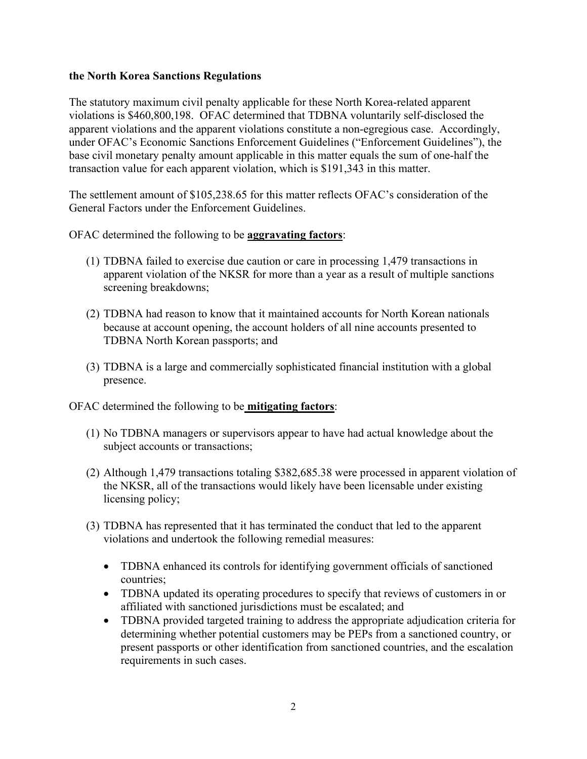**the North Korea Sanctions Regulations**

The statutory maximum civil penalty applicable for these North Korea-related apparent violations is $460,800,198. OFAC determined that TDBNA voluntarily self-disclosed the apparent violations and the apparent violations constitute a non-egregious case. Accordingly, under OFAC's Economic Sanctions Enforcement Guidelines ("Enforcement Guidelines"), the base civil monetary penalty amount applicable in this matter equals the sum of one-half the transaction value for each apparent violation, which is $191,343 in this matter.

The settlement amount of $105,238.65 for this matter reflects OFAC's consideration of the General Factors under the Enforcement Guidelines.

OFAC determined the following to be **aggravating factors**:

(1) TDBNA failed to exercise due caution or care in processing 1,479 transactions in apparent violation of the NKSR for more than a year as a result of multiple sanctions screening breakdowns;

(2) TDBNA had reason to know that it maintained accounts for North Korean nationals because at account opening, the account holders of all nine accounts presented to TDBNA North Korean passports; and

(3) TDBNA is a large and commercially sophisticated financial institution with a global presence.

OFAC determined the following to be **mitigating factors**:

(1) No TDBNA managers or supervisors appear to have had actual knowledge about the subject accounts or transactions;

(2) Although 1,479 transactions totaling $382,685.38 were processed in apparent violation of the NKSR, all of the transactions would likely have been licensable under existing licensing policy;

(3) TDBNA has represented that it has terminated the conduct that led to the apparent violations and undertook the following remedial measures:

- TDBNA enhanced its controls for identifying government officials of sanctioned countries;
- TDBNA updated its operating procedures to specify that reviews of customers in or affiliated with sanctioned jurisdictions must be escalated; and
- TDBNA provided targeted training to address the appropriate adjudication criteria for determining whether potential customers may be PEPs from a sanctioned country, or present passports or other identification from sanctioned countries, and the escalation requirements in such cases.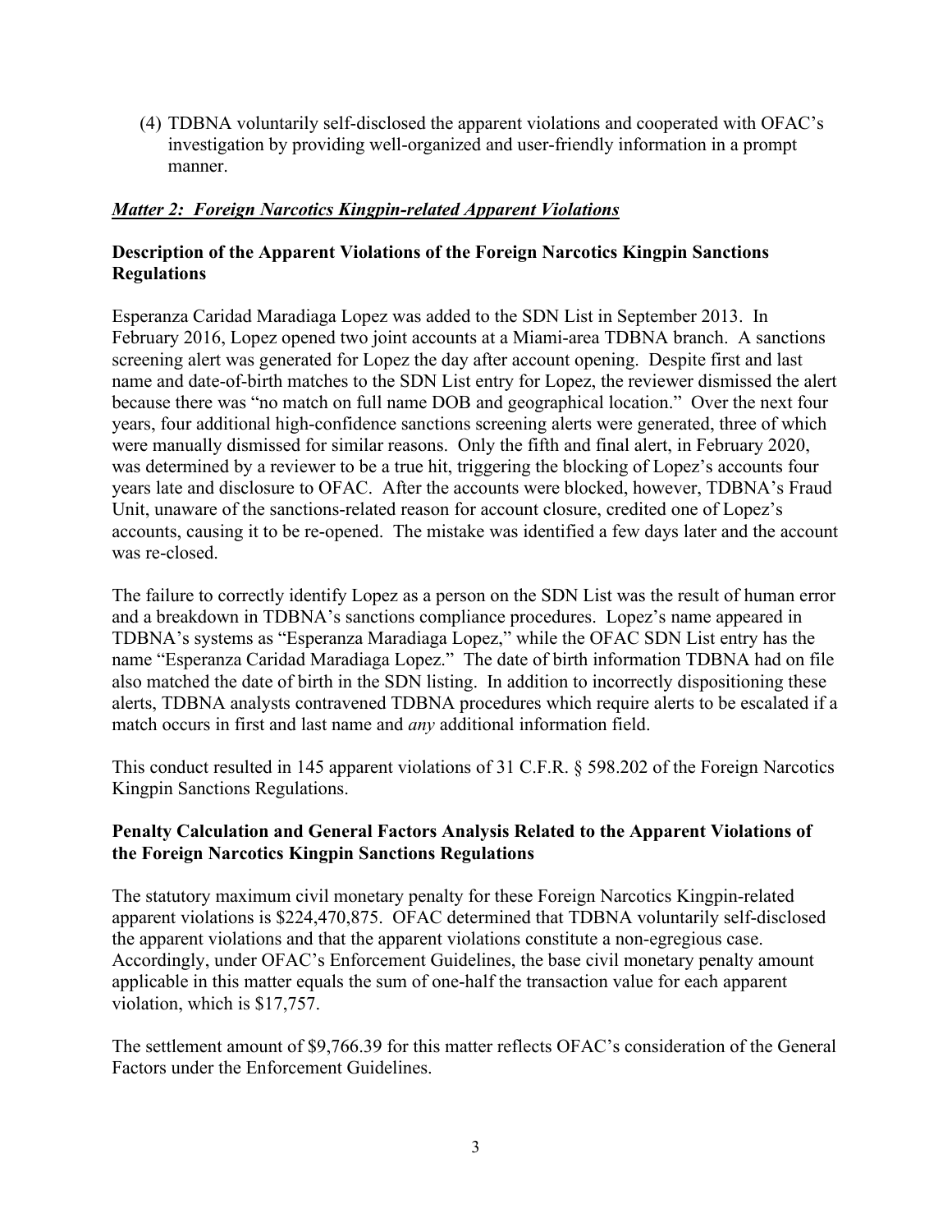(4) TDBNA voluntarily self-disclosed the apparent violations and cooperated with OFAC's investigation by providing well-organized and user-friendly information in a prompt manner.

***Matter 2: Foreign Narcotics Kingpin-related Apparent Violations***

**Description of the Apparent Violations of the Foreign Narcotics Kingpin Sanctions Regulations**

Esperanza Caridad Maradiaga Lopez was added to the SDN List in September 2013. In February 2016, Lopez opened two joint accounts at a Miami-area TDBNA branch. A sanctions screening alert was generated for Lopez the day after account opening. Despite first and last name and date-of-birth matches to the SDN List entry for Lopez, the reviewer dismissed the alert because there was "no match on full name DOB and geographical location." Over the next four years, four additional high-confidence sanctions screening alerts were generated, three of which were manually dismissed for similar reasons. Only the fifth and final alert, in February 2020, was determined by a reviewer to be a true hit, triggering the blocking of Lopez's accounts four years late and disclosure to OFAC. After the accounts were blocked, however, TDBNA's Fraud Unit, unaware of the sanctions-related reason for account closure, credited one of Lopez's accounts, causing it to be re-opened. The mistake was identified a few days later and the account was re-closed.

The failure to correctly identify Lopez as a person on the SDN List was the result of human error and a breakdown in TDBNA's sanctions compliance procedures. Lopez's name appeared in TDBNA's systems as "Esperanza Maradiaga Lopez," while the OFAC SDN List entry has the name "Esperanza Caridad Maradiaga Lopez." The date of birth information TDBNA had on file also matched the date of birth in the SDN listing. In addition to incorrectly dispositioning these alerts, TDBNA analysts contravened TDBNA procedures which require alerts to be escalated if a match occurs in first and last name and *any* additional information field.

This conduct resulted in 145 apparent violations of 31 C.F.R. § 598.202 of the Foreign Narcotics Kingpin Sanctions Regulations.

**Penalty Calculation and General Factors Analysis Related to the Apparent Violations of the Foreign Narcotics Kingpin Sanctions Regulations**

The statutory maximum civil monetary penalty for these Foreign Narcotics Kingpin-related apparent violations is $224,470,875. OFAC determined that TDBNA voluntarily self-disclosed the apparent violations and that the apparent violations constitute a non-egregious case. Accordingly, under OFAC's Enforcement Guidelines, the base civil monetary penalty amount applicable in this matter equals the sum of one-half the transaction value for each apparent violation, which is $17,757.

The settlement amount of $9,766.39 for this matter reflects OFAC's consideration of the General Factors under the Enforcement Guidelines.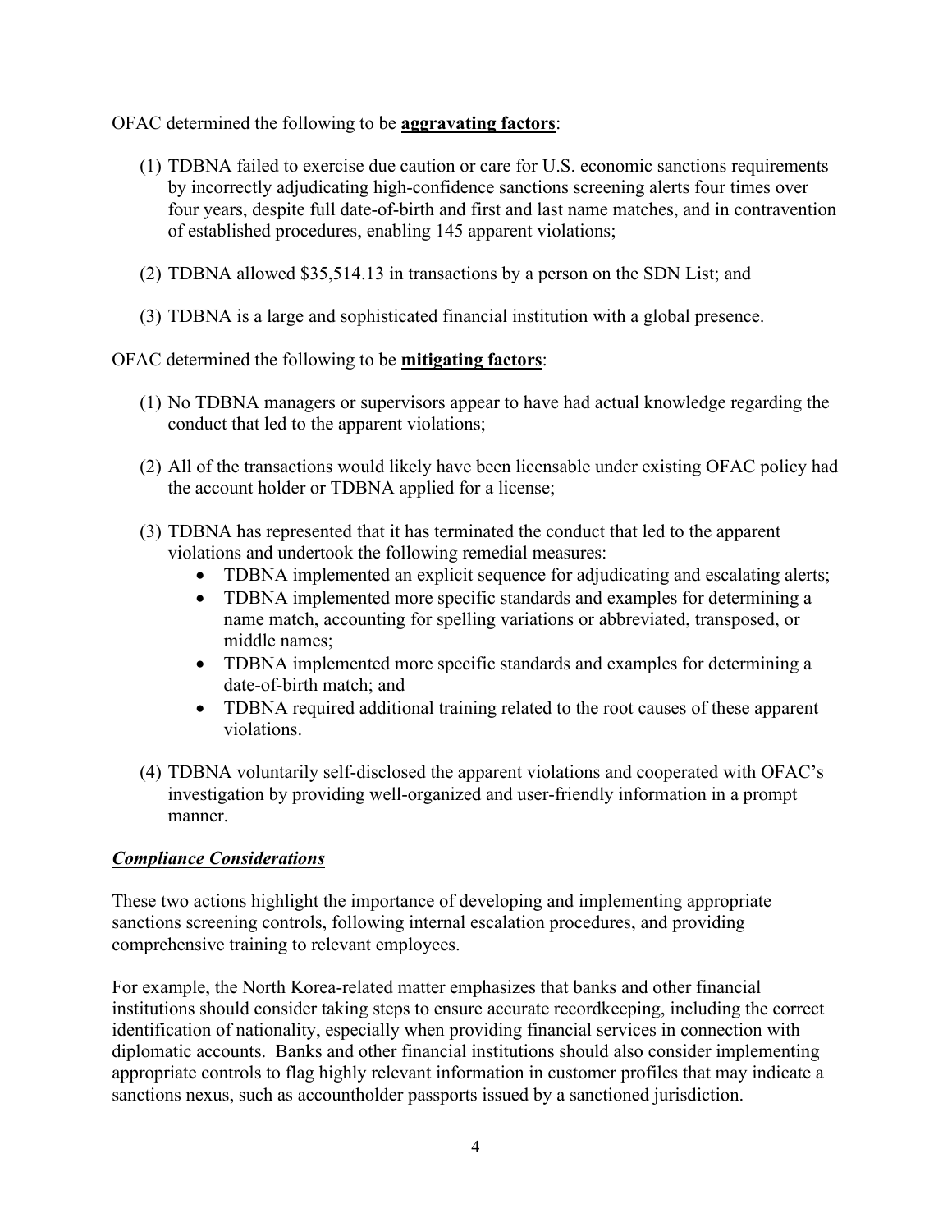OFAC determined the following to be **aggravating factors**:

(1) TDBNA failed to exercise due caution or care for U.S. economic sanctions requirements by incorrectly adjudicating high-confidence sanctions screening alerts four times over four years, despite full date-of-birth and first and last name matches, and in contravention of established procedures, enabling 145 apparent violations;

(2) TDBNA allowed $35,514.13 in transactions by a person on the SDN List; and

(3) TDBNA is a large and sophisticated financial institution with a global presence.

OFAC determined the following to be **mitigating factors**:

(1) No TDBNA managers or supervisors appear to have had actual knowledge regarding the conduct that led to the apparent violations;

(2) All of the transactions would likely have been licensable under existing OFAC policy had the account holder or TDBNA applied for a license;

(3) TDBNA has represented that it has terminated the conduct that led to the apparent violations and undertook the following remedial measures:
- TDBNA implemented an explicit sequence for adjudicating and escalating alerts;
- TDBNA implemented more specific standards and examples for determining a name match, accounting for spelling variations or abbreviated, transposed, or middle names;
- TDBNA implemented more specific standards and examples for determining a date-of-birth match; and
- TDBNA required additional training related to the root causes of these apparent violations.

(4) TDBNA voluntarily self-disclosed the apparent violations and cooperated with OFAC's investigation by providing well-organized and user-friendly information in a prompt manner.

## ***Compliance Considerations***

These two actions highlight the importance of developing and implementing appropriate sanctions screening controls, following internal escalation procedures, and providing comprehensive training to relevant employees.

For example, the North Korea-related matter emphasizes that banks and other financial institutions should consider taking steps to ensure accurate recordkeeping, including the correct identification of nationality, especially when providing financial services in connection with diplomatic accounts. Banks and other financial institutions should also consider implementing appropriate controls to flag highly relevant information in customer profiles that may indicate a sanctions nexus, such as accountholder passports issued by a sanctioned jurisdiction.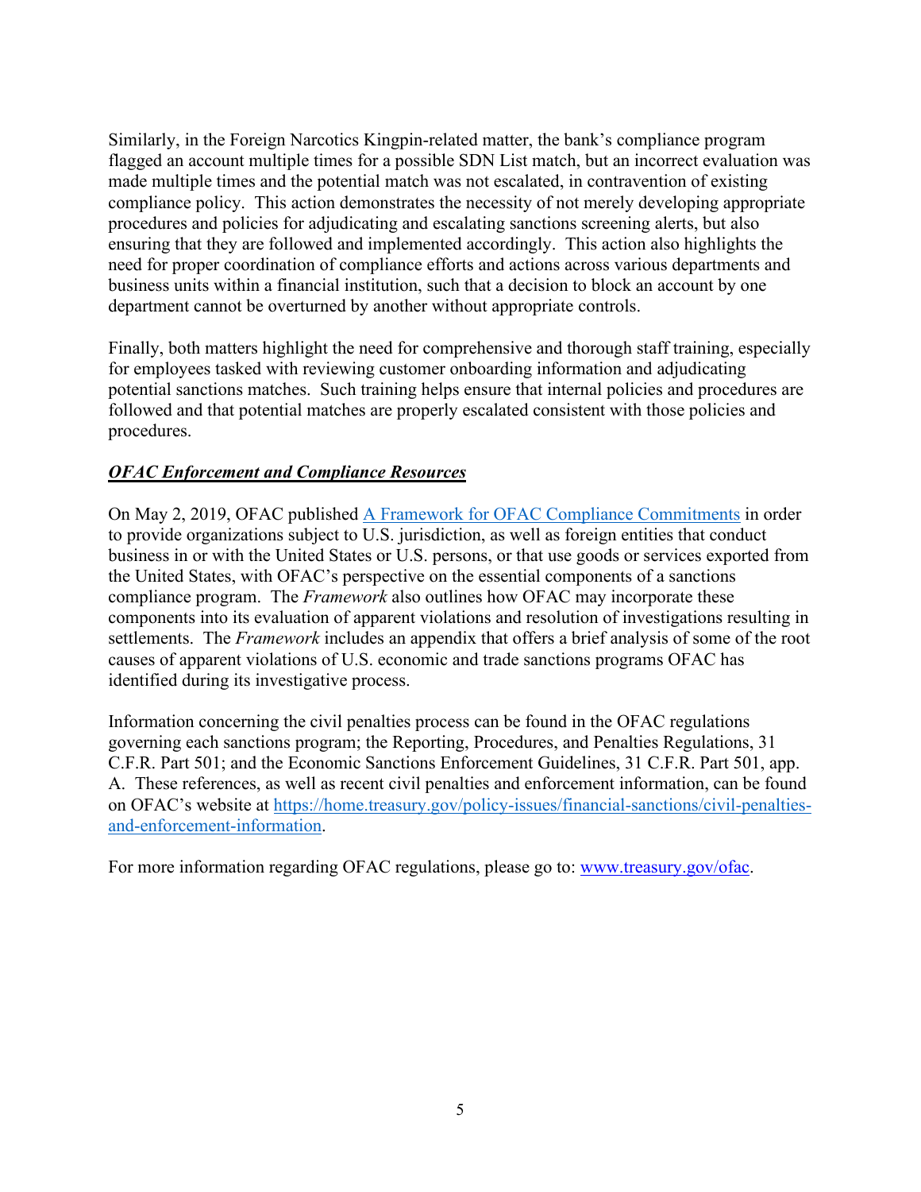Similarly, in the Foreign Narcotics Kingpin-related matter, the bank's compliance program flagged an account multiple times for a possible SDN List match, but an incorrect evaluation was made multiple times and the potential match was not escalated, in contravention of existing compliance policy. This action demonstrates the necessity of not merely developing appropriate procedures and policies for adjudicating and escalating sanctions screening alerts, but also ensuring that they are followed and implemented accordingly. This action also highlights the need for proper coordination of compliance efforts and actions across various departments and business units within a financial institution, such that a decision to block an account by one department cannot be overturned by another without appropriate controls.

Finally, both matters highlight the need for comprehensive and thorough staff training, especially for employees tasked with reviewing customer onboarding information and adjudicating potential sanctions matches. Such training helps ensure that internal policies and procedures are followed and that potential matches are properly escalated consistent with those policies and procedures.

***OFAC Enforcement and Compliance Resources***

On May 2, 2019, OFAC published [A Framework for OFAC Compliance Commitments] in order to provide organizations subject to U.S. jurisdiction, as well as foreign entities that conduct business in or with the United States or U.S. persons, or that use goods or services exported from the United States, with OFAC's perspective on the essential components of a sanctions compliance program. The *Framework* also outlines how OFAC may incorporate these components into its evaluation of apparent violations and resolution of investigations resulting in settlements. The *Framework* includes an appendix that offers a brief analysis of some of the root causes of apparent violations of U.S. economic and trade sanctions programs OFAC has identified during its investigative process.

Information concerning the civil penalties process can be found in the OFAC regulations governing each sanctions program; the Reporting, Procedures, and Penalties Regulations, 31 C.F.R. Part 501; and the Economic Sanctions Enforcement Guidelines, 31 C.F.R. Part 501, app. A. These references, as well as recent civil penalties and enforcement information, can be found on OFAC's website at https://home.treasury.gov/policy-issues/financial-sanctions/civil-penalties-and-enforcement-information.

For more information regarding OFAC regulations, please go to: www.treasury.gov/ofac.